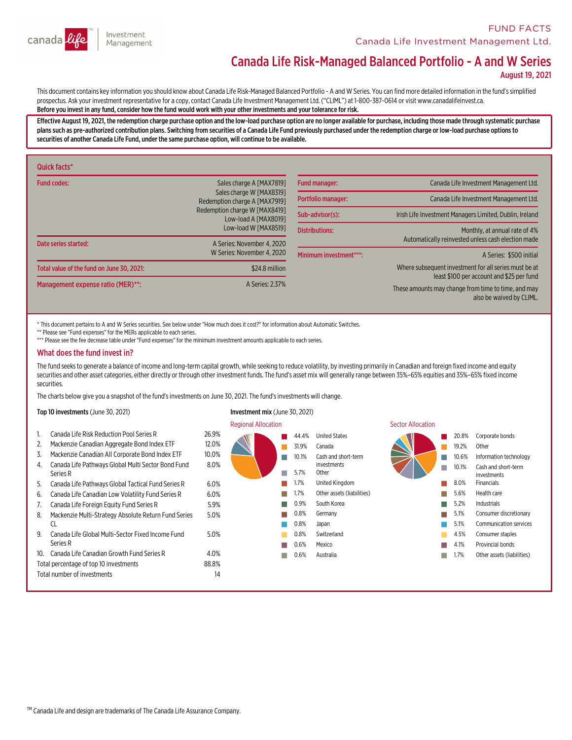FUND FACTS
Canada Life Investment Management Ltd.

# Canada Life Risk-Managed Balanced Portfolio - A and W Series

**August 19, 2021**

This document contains key information you should know about Canada Life Risk-Managed Balanced Portfolio - A and W Series. You can find more detailed information in the fund's simplified prospectus. Ask your investment representative for a copy, contact Canada Life Investment Management Ltd. ("CLIML") at 1-800-387-0614 or visit www.canadalifeinvest.ca.
**Before you invest in any fund, consider how the fund would work with your other investments and your tolerance for risk.**

**Effective August 19, 2021, the redemption charge purchase option and the low-load purchase option are no longer available for purchase, including those made through systematic purchase plans such as pre-authorized contribution plans. Switching from securities of a Canada Life Fund previously purchased under the redemption charge or low-load purchase options to securities of another Canada Life Fund, under the same purchase option, will continue to be available.**

## Quick facts*

| | |
|---|---|
| **Fund codes:** | Sales charge A [MAX7819]<br>Sales charge W [MAX8319]<br>Redemption charge A [MAX7919]<br>Redemption charge W [MAX8419]<br>Low-load A [MAX8019]<br>Low-load W [MAX8519] |
| **Date series started:** | A Series: November 4, 2020<br>W Series: November 4, 2020 |
| **Total value of the fund on June 30, 2021:** | $24.8 million |
| **Management expense ratio (MER)\*\*:** | A Series: 2.37% |

| | |
|---|---|
| **Fund manager:** | Canada Life Investment Management Ltd. |
| **Portfolio manager:** | Canada Life Investment Management Ltd. |
| **Sub-advisor(s):** | Irish Life Investment Managers Limited, Dublin, Ireland |
| **Distributions:** | Monthly, at annual rate of 4%<br>Automatically reinvested unless cash election made |
| **Minimum investment\*\*\*:** | A Series: $500 initial<br>Where subsequent investment for all series must be at least $100 per account and $25 per fund<br>These amounts may change from time to time, and may also be waived by CLIML. |

\* This document pertains to A and W Series securities. See below under "How much does it cost?" for information about Automatic Switches.
\*\* Please see "Fund expenses" for the MERs applicable to each series.
\*\*\* Please see the fee decrease table under "Fund expenses" for the minimum investment amounts applicable to each series.

## What does the fund invest in?

The fund seeks to generate a balance of income and long-term capital growth, while seeking to reduce volatility, by investing primarily in Canadian and foreign fixed income and equity securities and other asset categories, either directly or through other investment funds. The fund's asset mix will generally range between 35%–65% equities and 35%–65% fixed income securities.

The charts below give you a snapshot of the fund's investments on June 30, 2021. The fund's investments will change.

**Top 10 investments** (June 30, 2021)

| | Investment | % |
|---|---|---|
| 1. | Canada Life Risk Reduction Pool Series R | 26.9% |
| 2. | Mackenzie Canadian Aggregate Bond Index ETF | 12.0% |
| 3. | Mackenzie Canadian All Corporate Bond Index ETF | 10.0% |
| 4. | Canada Life Pathways Global Multi Sector Bond Fund Series R | 8.0% |
| 5. | Canada Life Pathways Global Tactical Fund Series R | 6.0% |
| 6. | Canada Life Canadian Low Volatility Fund Series R | 6.0% |
| 7. | Canada Life Foreign Equity Fund Series R | 5.9% |
| 8. | Mackenzie Multi-Strategy Absolute Return Fund Series CL | 5.0% |
| 9. | Canada Life Global Multi-Sector Fixed Income Fund Series R | 5.0% |
| 10. | Canada Life Canadian Growth Fund Series R | 4.0% |
| | Total percentage of top 10 investments | 88.8% |
| | Total number of investments | 14 |

**Investment mix** (June 30, 2021)

**Regional Allocation**

| % | Region |
|---|---|
| 44.4% | United States |
| 31.9% | Canada |
| 10.1% | Cash and short-term investments |
| 5.7% | Other |
| 1.7% | United Kingdom |
| 1.7% | Other assets (liabilities) |
| 0.9% | South Korea |
| 0.8% | Germany |
| 0.8% | Japan |
| 0.8% | Switzerland |
| 0.6% | Mexico |
| 0.6% | Australia |

**Sector Allocation**

| % | Sector |
|---|---|
| 20.8% | Corporate bonds |
| 19.2% | Other |
| 10.6% | Information technology |
| 10.1% | Cash and short-term investments |
| 8.0% | Financials |
| 5.6% | Health care |
| 5.2% | Industrials |
| 5.1% | Consumer discretionary |
| 5.1% | Communication services |
| 4.5% | Consumer staples |
| 4.1% | Provincial bonds |
| 1.7% | Other assets (liabilities) |

TM Canada Life and design are trademarks of The Canada Life Assurance Company.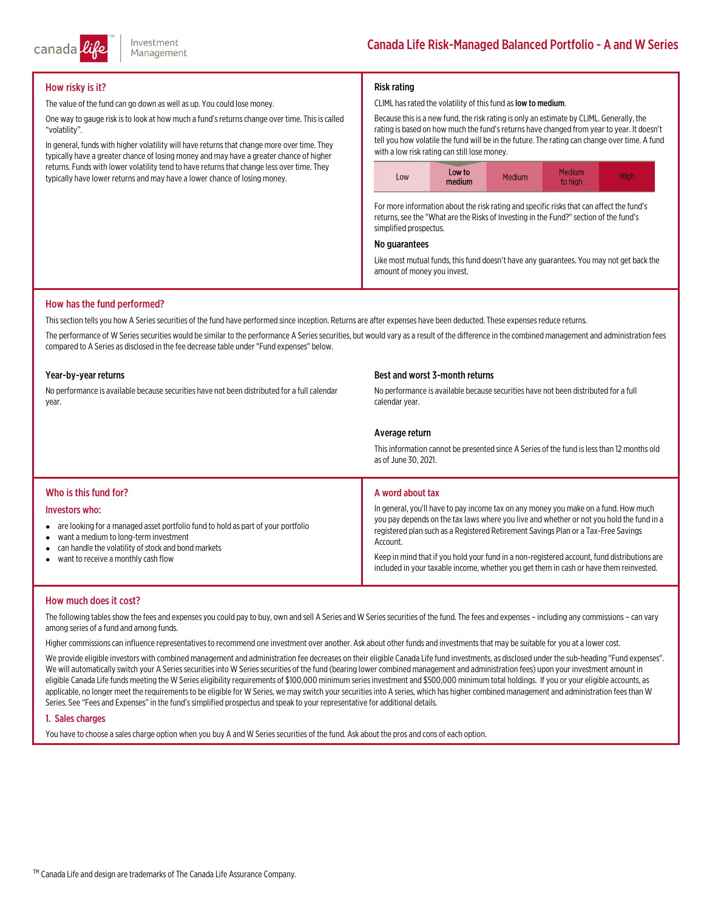## How risky is it?

The value of the fund can go down as well as up. You could lose money.

One way to gauge risk is to look at how much a fund's returns change over time. This is called "volatility".

In general, funds with higher volatility will have returns that change more over time. They typically have a greater chance of losing money and may have a greater chance of higher returns. Funds with lower volatility tend to have returns that change less over time. They typically have lower returns and may have a lower chance of losing money.

### Risk rating

CLIML has rated the volatility of this fund as **low to medium**.

Because this is a new fund, the risk rating is only an estimate by CLIML. Generally, the rating is based on how much the fund's returns have changed from year to year. It doesn't tell you how volatile the fund will be in the future. The rating can change over time. A fund with a low risk rating can still lose money.

| Low | **Low to medium** | Medium | Medium to high | High |
|---|---|---|---|---|

For more information about the risk rating and specific risks that can affect the fund's returns, see the "What are the Risks of Investing in the Fund?" section of the fund's simplified prospectus.

### No guarantees

Like most mutual funds, this fund doesn't have any guarantees. You may not get back the amount of money you invest.

## How has the fund performed?

This section tells you how A Series securities of the fund have performed since inception. Returns are after expenses have been deducted. These expenses reduce returns.

The performance of W Series securities would be similar to the performance A Series securities, but would vary as a result of the difference in the combined management and administration fees compared to A Series as disclosed in the fee decrease table under "Fund expenses" below.

### Year-by-year returns

No performance is available because securities have not been distributed for a full calendar year.

### Best and worst 3-month returns

No performance is available because securities have not been distributed for a full calendar year.

### Average return

This information cannot be presented since A Series of the fund is less than 12 months old as of June 30, 2021.

## Who is this fund for?

### Investors who:

- are looking for a managed asset portfolio fund to hold as part of your portfolio
- want a medium to long-term investment
- can handle the volatility of stock and bond markets
- want to receive a monthly cash flow

## A word about tax

In general, you'll have to pay income tax on any money you make on a fund. How much you pay depends on the tax laws where you live and whether or not you hold the fund in a registered plan such as a Registered Retirement Savings Plan or a Tax-Free Savings Account.

Keep in mind that if you hold your fund in a non-registered account, fund distributions are included in your taxable income, whether you get them in cash or have them reinvested.

## How much does it cost?

The following tables show the fees and expenses you could pay to buy, own and sell A Series and W Series securities of the fund. The fees and expenses – including any commissions – can vary among series of a fund and among funds.

Higher commissions can influence representatives to recommend one investment over another. Ask about other funds and investments that may be suitable for you at a lower cost.

We provide eligible investors with combined management and administration fee decreases on their eligible Canada Life fund investments, as disclosed under the sub-heading "Fund expenses". We will automatically switch your A Series securities into W Series securities of the fund (bearing lower combined management and administration fees) upon your investment amount in eligible Canada Life funds meeting the W Series eligibility requirements of $100,000 minimum series investment and $500,000 minimum total holdings. If you or your eligible accounts, as applicable, no longer meet the requirements to be eligible for W Series, we may switch your securities into A series, which has higher combined management and administration fees than W Series. See "Fees and Expenses" in the fund's simplified prospectus and speak to your representative for additional details.

### 1. Sales charges

You have to choose a sales charge option when you buy A and W Series securities of the fund. Ask about the pros and cons of each option.

TM Canada Life and design are trademarks of The Canada Life Assurance Company.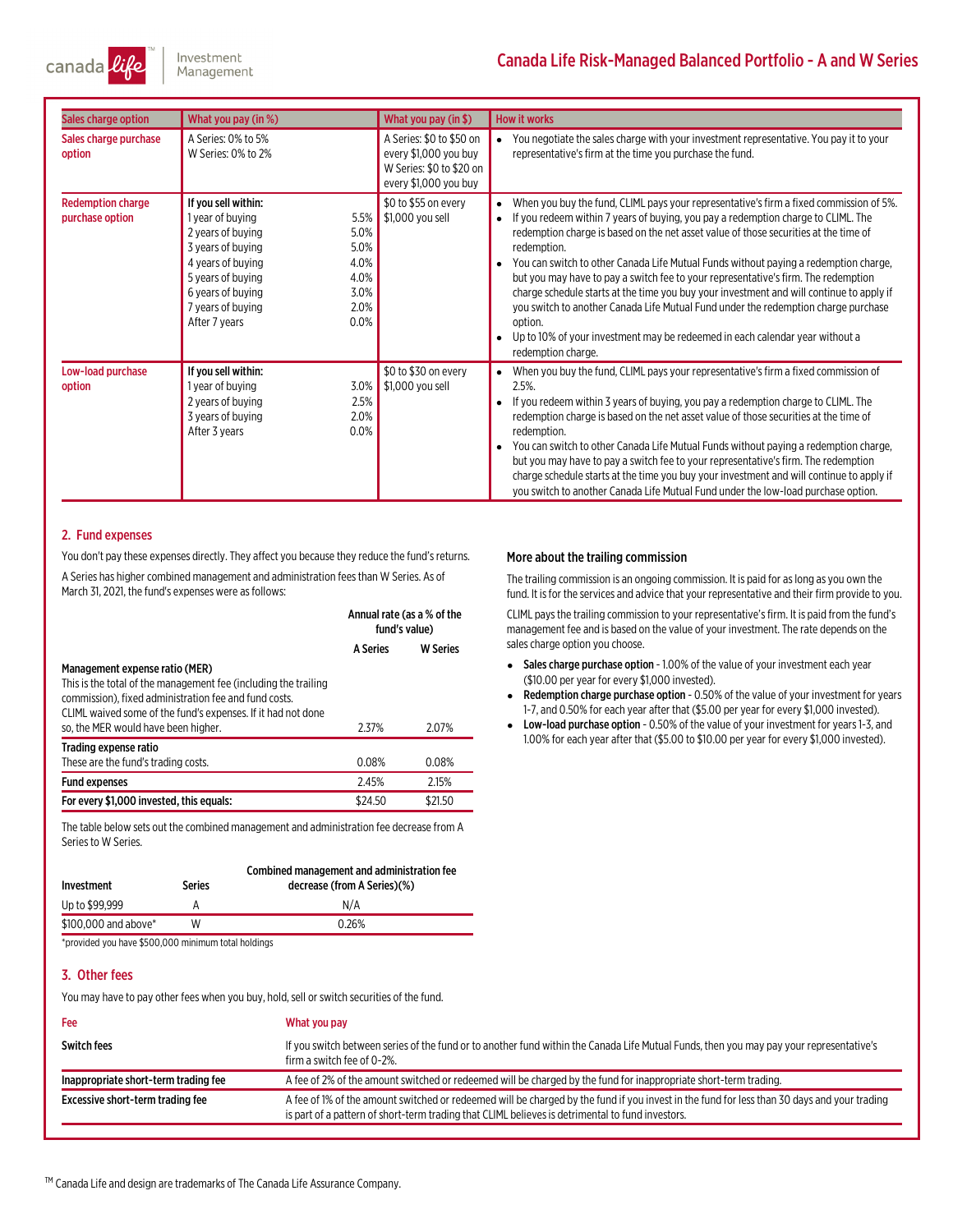| Sales charge option | What you pay (in %) | What you pay (in $) | How it works |
|---|---|---|---|
| Sales charge purchase option | A Series: 0% to 5%<br>W Series: 0% to 2% | A Series: $0 to $50 on every $1,000 you buy<br>W Series: $0 to $20 on every $1,000 you buy | • You negotiate the sales charge with your investment representative. You pay it to your representative's firm at the time you purchase the fund. |
| Redemption charge purchase option | **If you sell within:**<br>1 year of buying 5.5%<br>2 years of buying 5.0%<br>3 years of buying 5.0%<br>4 years of buying 4.0%<br>5 years of buying 4.0%<br>6 years of buying 3.0%<br>7 years of buying 2.0%<br>After 7 years 0.0% | $0 to $55 on every $1,000 you sell | • When you buy the fund, CLIML pays your representative's firm a fixed commission of 5%.<br>• If you redeem within 7 years of buying, you pay a redemption charge to CLIML. The redemption charge is based on the net asset value of those securities at the time of redemption.<br>• You can switch to other Canada Life Mutual Funds without paying a redemption charge, but you may have to pay a switch fee to your representative's firm. The redemption charge schedule starts at the time you buy your investment and will continue to apply if you switch to another Canada Life Mutual Fund under the redemption charge purchase option.<br>• Up to 10% of your investment may be redeemed in each calendar year without a redemption charge. |
| Low-load purchase option | **If you sell within:**<br>1 year of buying 3.0%<br>2 years of buying 2.5%<br>3 years of buying 2.0%<br>After 3 years 0.0% | $0 to $30 on every $1,000 you sell | • When you buy the fund, CLIML pays your representative's firm a fixed commission of 2.5%.<br>• If you redeem within 3 years of buying, you pay a redemption charge to CLIML. The redemption charge is based on the net asset value of those securities at the time of redemption.<br>• You can switch to other Canada Life Mutual Funds without paying a redemption charge, but you may have to pay a switch fee to your representative's firm. The redemption charge schedule starts at the time you buy your investment and will continue to apply if you switch to another Canada Life Mutual Fund under the low-load purchase option. |

## 2. Fund expenses

You don't pay these expenses directly. They affect you because they reduce the fund's returns.

A Series has higher combined management and administration fees than W Series. As of March 31, 2021, the fund's expenses were as follows:

| | Annual rate (as a % of the fund's value) | |
|---|---|---|
| | **A Series** | **W Series** |
| **Management expense ratio (MER)**<br>This is the total of the management fee (including the trailing commission), fixed administration fee and fund costs. CLIML waived some of the fund's expenses. If it had not done so, the MER would have been higher. | 2.37% | 2.07% |
| **Trading expense ratio**<br>These are the fund's trading costs. | 0.08% | 0.08% |
| **Fund expenses** | 2.45% | 2.15% |
| **For every $1,000 invested, this equals:** | $24.50 | $21.50 |

The table below sets out the combined management and administration fee decrease from A Series to W Series.

| Investment | Series | Combined management and administration fee decrease (from A Series)(%) |
|---|---|---|
| Up to $99,999 | A | N/A |
| $100,000 and above* | W | 0.26% |

*provided you have $500,000 minimum total holdings

### More about the trailing commission

The trailing commission is an ongoing commission. It is paid for as long as you own the fund. It is for the services and advice that your representative and their firm provide to you.

CLIML pays the trailing commission to your representative's firm. It is paid from the fund's management fee and is based on the value of your investment. The rate depends on the sales charge option you choose.

- **Sales charge purchase option** - 1.00% of the value of your investment each year ($10.00 per year for every $1,000 invested).
- **Redemption charge purchase option** - 0.50% of the value of your investment for years 1-7, and 0.50% for each year after that ($5.00 per year for every $1,000 invested).
- **Low-load purchase option** - 0.50% of the value of your investment for years 1-3, and 1.00% for each year after that ($5.00 to $10.00 per year for every $1,000 invested).

## 3. Other fees

You may have to pay other fees when you buy, hold, sell or switch securities of the fund.

| Fee | What you pay |
|---|---|
| **Switch fees** | If you switch between series of the fund or to another fund within the Canada Life Mutual Funds, then you may pay your representative's firm a switch fee of 0-2%. |
| **Inappropriate short-term trading fee** | A fee of 2% of the amount switched or redeemed will be charged by the fund for inappropriate short-term trading. |
| **Excessive short-term trading fee** | A fee of 1% of the amount switched or redeemed will be charged by the fund if you invest in the fund for less than 30 days and your trading is part of a pattern of short-term trading that CLIML believes is detrimental to fund investors. |

TM Canada Life and design are trademarks of The Canada Life Assurance Company.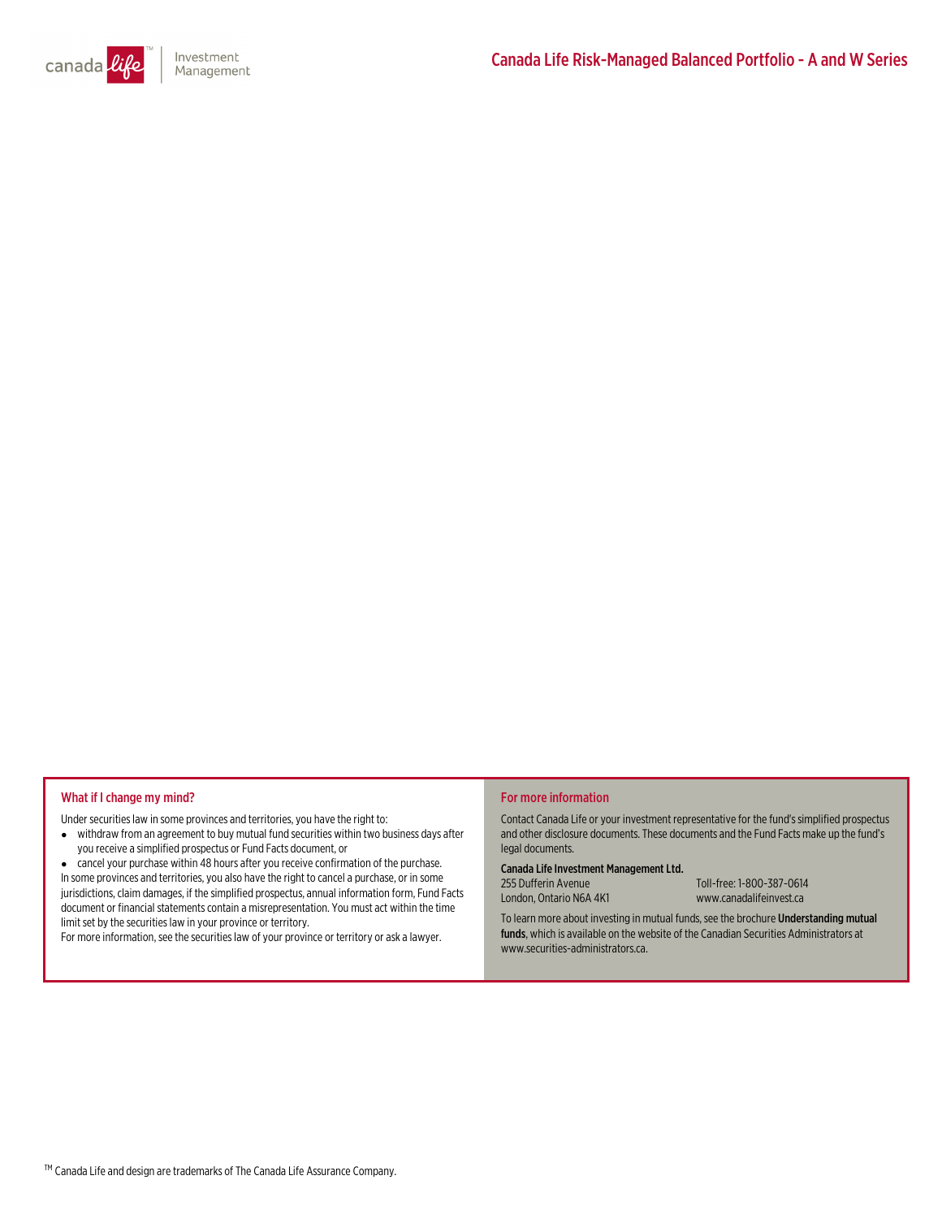## What if I change my mind?

Under securities law in some provinces and territories, you have the right to:

- withdraw from an agreement to buy mutual fund securities within two business days after you receive a simplified prospectus or Fund Facts document, or
- cancel your purchase within 48 hours after you receive confirmation of the purchase.

In some provinces and territories, you also have the right to cancel a purchase, or in some jurisdictions, claim damages, if the simplified prospectus, annual information form, Fund Facts document or financial statements contain a misrepresentation. You must act within the time limit set by the securities law in your province or territory.

For more information, see the securities law of your province or territory or ask a lawyer.

## For more information

Contact Canada Life or your investment representative for the fund's simplified prospectus and other disclosure documents. These documents and the Fund Facts make up the fund's legal documents.

**Canada Life Investment Management Ltd.**
255 Dufferin Avenue
London, Ontario N6A 4K1

Toll-free: 1-800-387-0614
www.canadalifeinvest.ca

To learn more about investing in mutual funds, see the brochure **Understanding mutual funds**, which is available on the website of the Canadian Securities Administrators at www.securities-administrators.ca.

TM Canada Life and design are trademarks of The Canada Life Assurance Company.